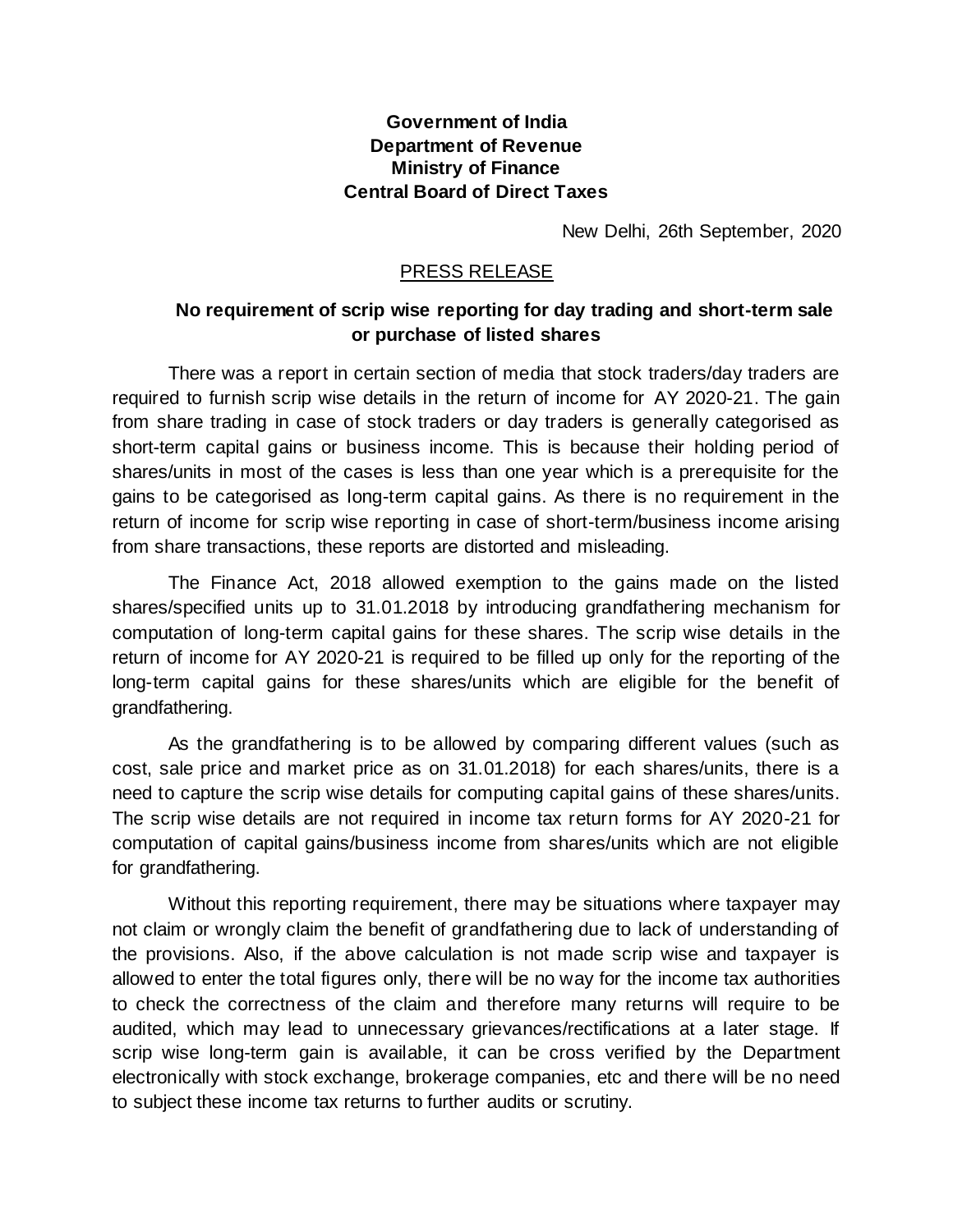**Government of India**
**Department of Revenue**
**Ministry of Finance**
**Central Board of Direct Taxes**

New Delhi, 26th September, 2020

PRESS RELEASE

**No requirement of scrip wise reporting for day trading and short-term sale or purchase of listed shares**

There was a report in certain section of media that stock traders/day traders are required to furnish scrip wise details in the return of income for AY 2020-21. The gain from share trading in case of stock traders or day traders is generally categorised as short-term capital gains or business income. This is because their holding period of shares/units in most of the cases is less than one year which is a prerequisite for the gains to be categorised as long-term capital gains. As there is no requirement in the return of income for scrip wise reporting in case of short-term/business income arising from share transactions, these reports are distorted and misleading.

The Finance Act, 2018 allowed exemption to the gains made on the listed shares/specified units up to 31.01.2018 by introducing grandfathering mechanism for computation of long-term capital gains for these shares. The scrip wise details in the return of income for AY 2020-21 is required to be filled up only for the reporting of the long-term capital gains for these shares/units which are eligible for the benefit of grandfathering.

As the grandfathering is to be allowed by comparing different values (such as cost, sale price and market price as on 31.01.2018) for each shares/units, there is a need to capture the scrip wise details for computing capital gains of these shares/units. The scrip wise details are not required in income tax return forms for AY 2020-21 for computation of capital gains/business income from shares/units which are not eligible for grandfathering.

Without this reporting requirement, there may be situations where taxpayer may not claim or wrongly claim the benefit of grandfathering due to lack of understanding of the provisions. Also, if the above calculation is not made scrip wise and taxpayer is allowed to enter the total figures only, there will be no way for the income tax authorities to check the correctness of the claim and therefore many returns will require to be audited, which may lead to unnecessary grievances/rectifications at a later stage. If scrip wise long-term gain is available, it can be cross verified by the Department electronically with stock exchange, brokerage companies, etc and there will be no need to subject these income tax returns to further audits or scrutiny.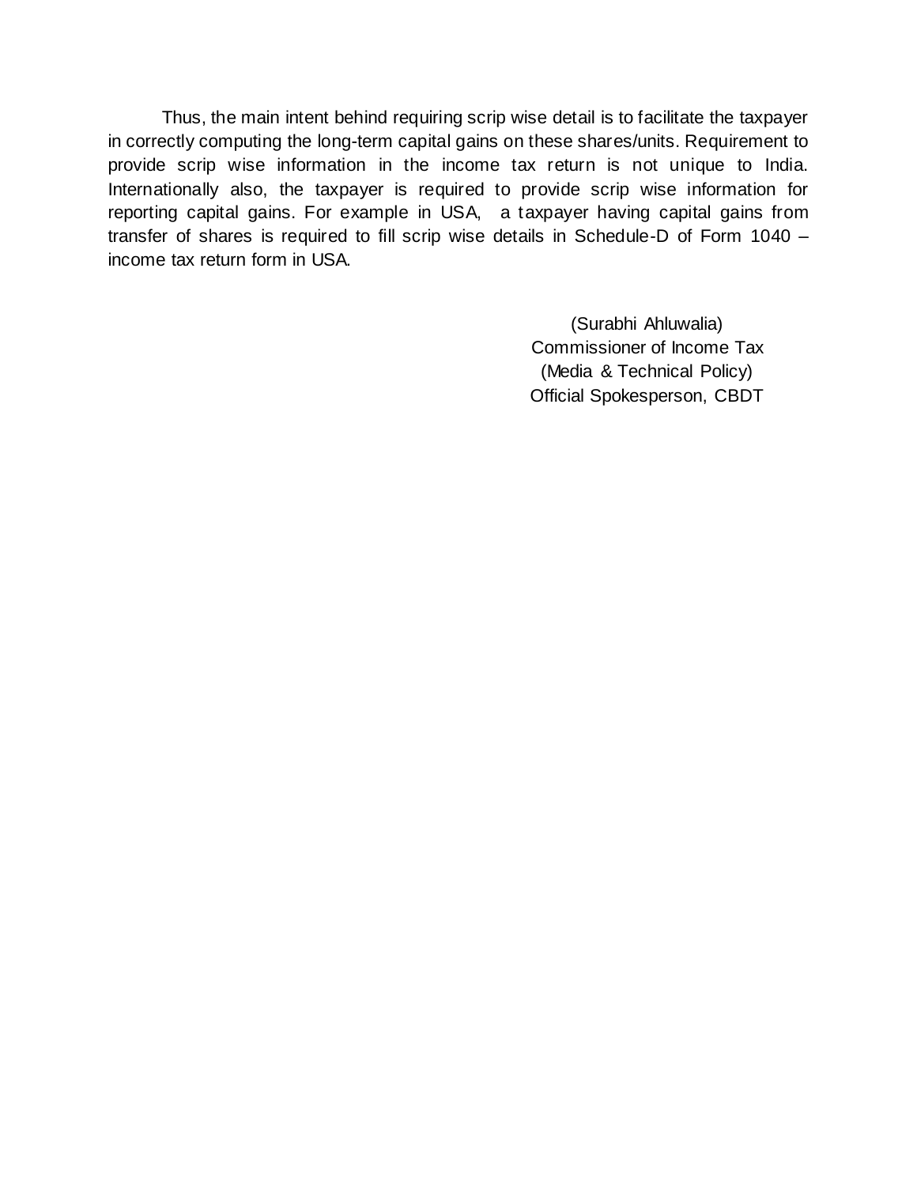Thus, the main intent behind requiring scrip wise detail is to facilitate the taxpayer in correctly computing the long-term capital gains on these shares/units. Requirement to provide scrip wise information in the income tax return is not unique to India. Internationally also, the taxpayer is required to provide scrip wise information for reporting capital gains. For example in USA, a taxpayer having capital gains from transfer of shares is required to fill scrip wise details in Schedule-D of Form 1040 – income tax return form in USA.

(Surabhi Ahluwalia)  
Commissioner of Income Tax  
(Media & Technical Policy)  
Official Spokesperson, CBDT